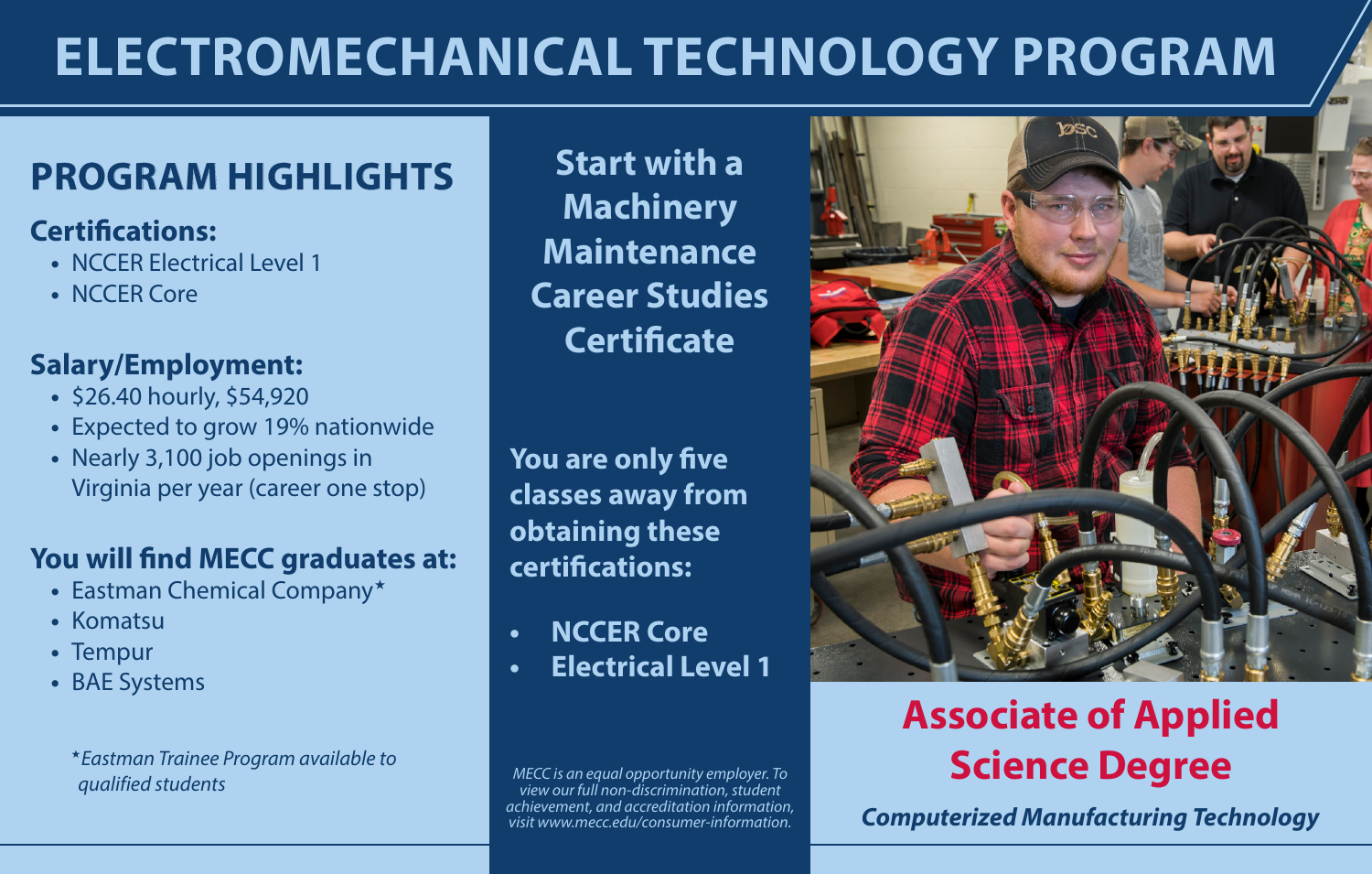# ELECTROMECHANICAL TECHNOLOGY PROGRAM

## PROGRAM HIGHLIGHTS

### Certifications:

- NCCER Electrical Level 1
- NCCER Core

### Salary/Employment:

- $26.40 hourly, $54,920
- Expected to grow 19% nationwide
- Nearly 3,100 job openings in Virginia per year (career one stop)

### You will find MECC graduates at:

- Eastman Chemical Company*
- Komatsu
- Tempur
- BAE Systems

*\*Eastman Trainee Program available to qualified students*

## Start with a Machinery Maintenance Career Studies Certificate

**You are only five classes away from obtaining these certifications:**

- **NCCER Core**
- **Electrical Level 1**

*MECC is an equal opportunity employer. To view our full non-discrimination, student achievement, and accreditation information, visit www.mecc.edu/consumer-information.*

## Associate of Applied Science Degree

***Computerized Manufacturing Technology***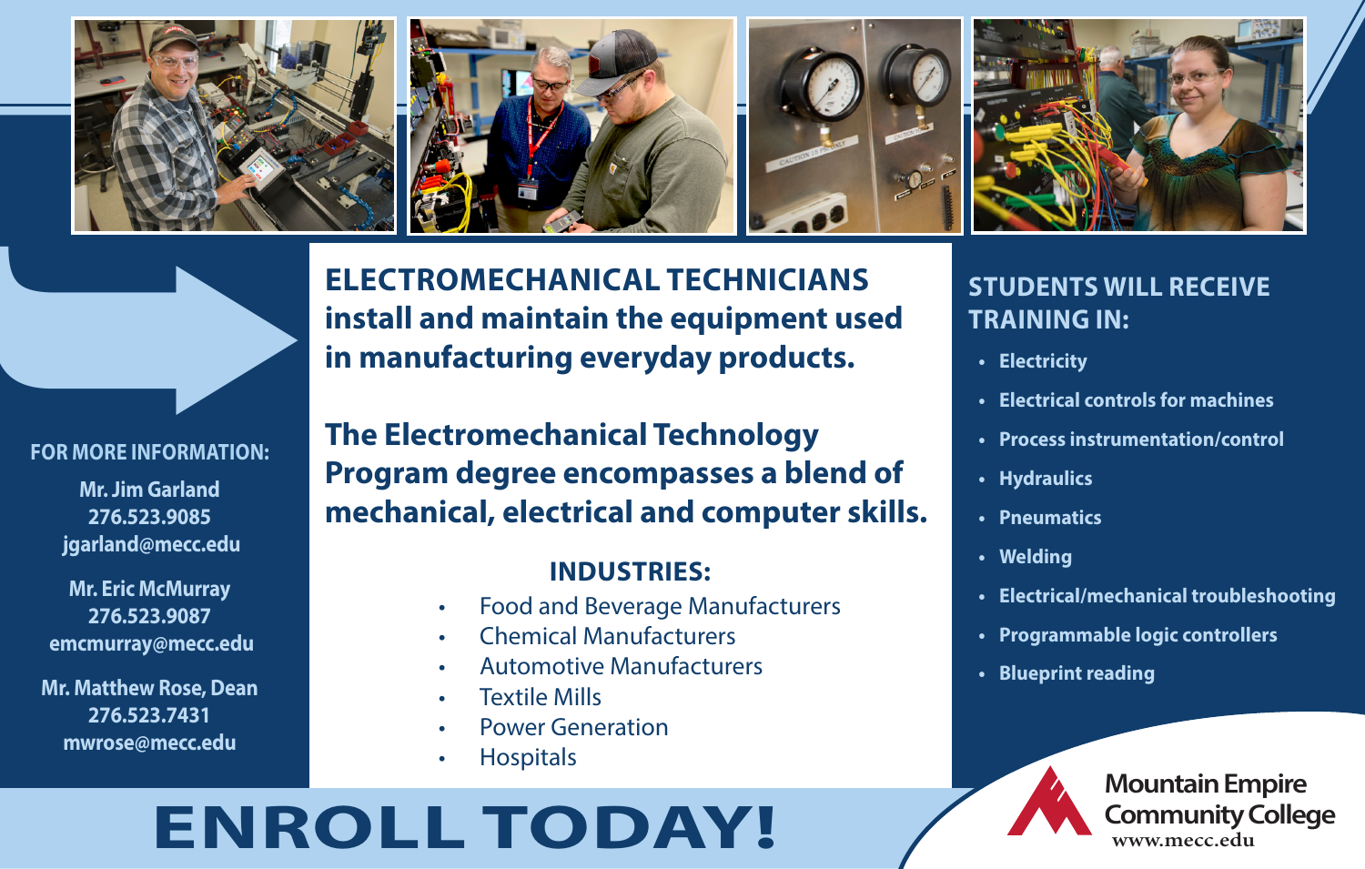# ELECTROMECHANICAL TECHNICIANS install and maintain the equipment used in manufacturing everyday products.

## The Electromechanical Technology Program degree encompasses a blend of mechanical, electrical and computer skills.

### INDUSTRIES:

- Food and Beverage Manufacturers
- Chemical Manufacturers
- Automotive Manufacturers
- Textile Mills
- Power Generation
- Hospitals

## STUDENTS WILL RECEIVE TRAINING IN:

- **Electricity**
- **Electrical controls for machines**
- **Process instrumentation/control**
- **Hydraulics**
- **Pneumatics**
- **Welding**
- **Electrical/mechanical troubleshooting**
- **Programmable logic controllers**
- **Blueprint reading**

## FOR MORE INFORMATION:

**Mr. Jim Garland**
**276.523.9085**
**jgarland@mecc.edu**

**Mr. Eric McMurray**
**276.523.9087**
**emcmurray@mecc.edu**

**Mr. Matthew Rose, Dean**
**276.523.7431**
**mwrose@mecc.edu**

# ENROLL TODAY!

**Mountain Empire Community College**
www.mecc.edu